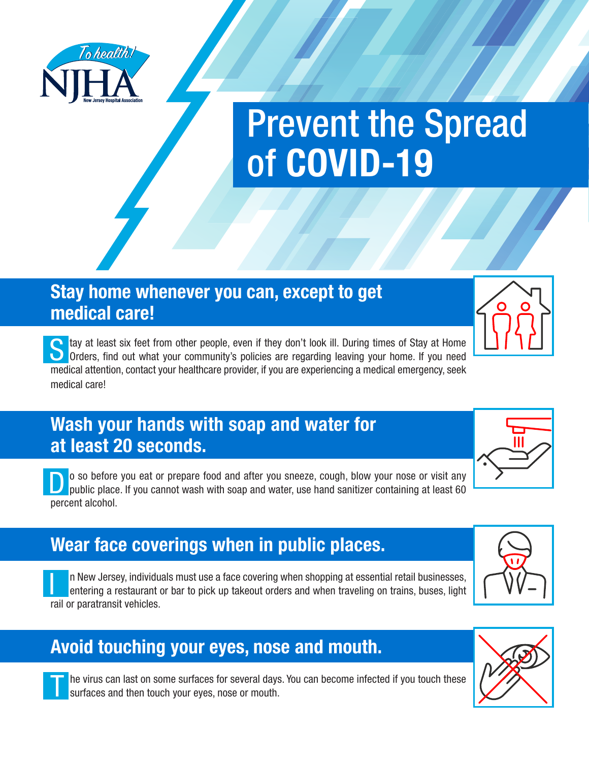To health!

NJHA

New Jersey Hospital Association

# Prevent the Spread of **COVID-19**

## Stay home whenever you can, except to get medical care!

Stay at least six feet from other people, even if they don't look ill. During times of Stay at Home Orders, find out what your community's policies are regarding leaving your home. If you need medical attention, contact your healthcare provider, if you are experiencing a medical emergency, seek medical care!

## Wash your hands with soap and water for at least 20 seconds.

Do so before you eat or prepare food and after you sneeze, cough, blow your nose or visit any public place. If you cannot wash with soap and water, use hand sanitizer containing at least 60 percent alcohol.

## Wear face coverings when in public places.

In New Jersey, individuals must use a face covering when shopping at essential retail businesses, entering a restaurant or bar to pick up takeout orders and when traveling on trains, buses, light rail or paratransit vehicles.

## Avoid touching your eyes, nose and mouth.

The virus can last on some surfaces for several days. You can become infected if you touch these surfaces and then touch your eyes, nose or mouth.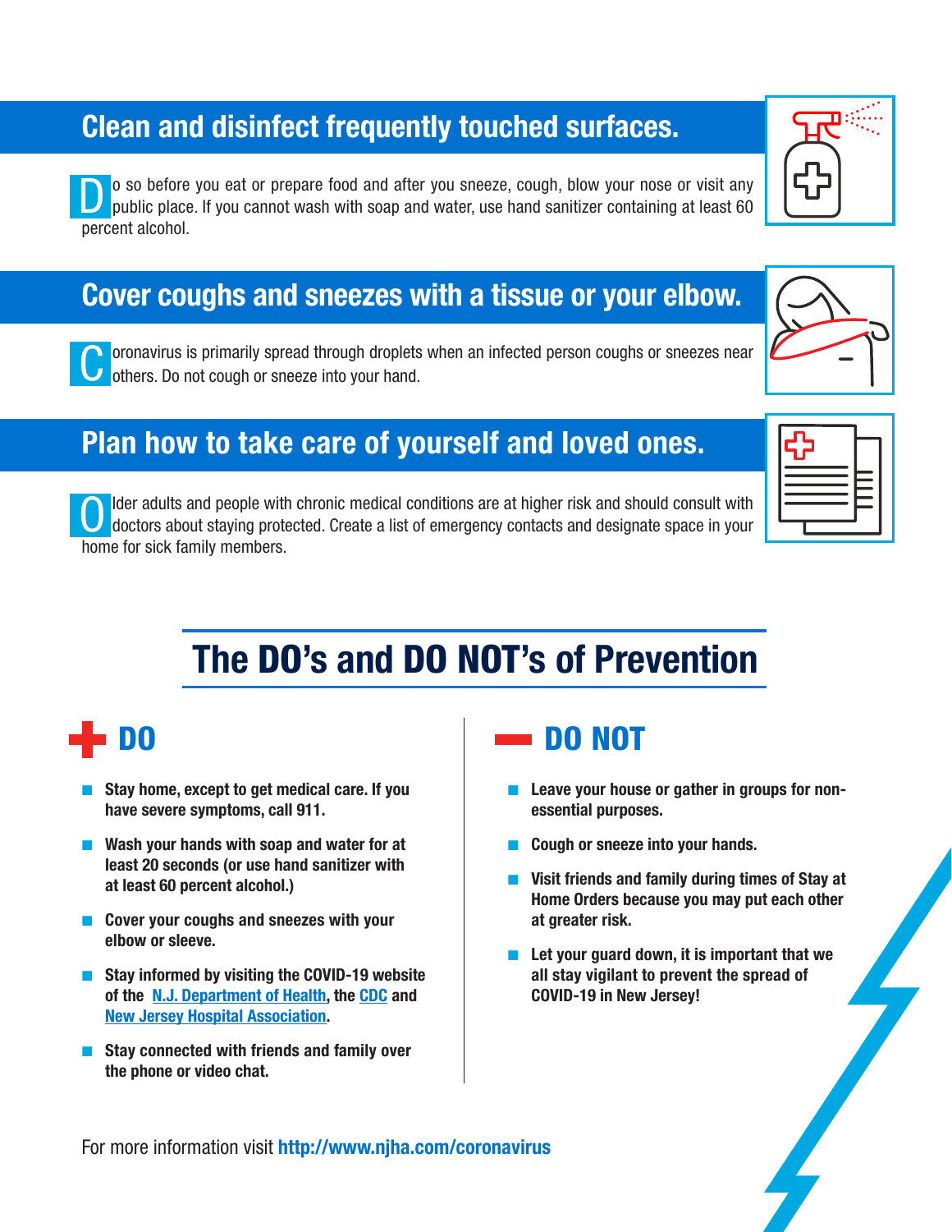## Clean and disinfect frequently touched surfaces.

Do so before you eat or prepare food and after you sneeze, cough, blow your nose or visit any public place. If you cannot wash with soap and water, use hand sanitizer containing at least 60 percent alcohol.

## Cover coughs and sneezes with a tissue or your elbow.

Coronavirus is primarily spread through droplets when an infected person coughs or sneezes near others. Do not cough or sneeze into your hand.

## Plan how to take care of yourself and loved ones.

Older adults and people with chronic medical conditions are at higher risk and should consult with doctors about staying protected. Create a list of emergency contacts and designate space in your home for sick family members.

# The DO's and DO NOT's of Prevention

## DO

- **Stay home, except to get medical care. If you have severe symptoms, call 911.**
- **Wash your hands with soap and water for at least 20 seconds (or use hand sanitizer with at least 60 percent alcohol.)**
- **Cover your coughs and sneezes with your elbow or sleeve.**
- **Stay informed by visiting the COVID-19 website of the N.J. Department of Health, the CDC and New Jersey Hospital Association.**
- **Stay connected with friends and family over the phone or video chat.**

## DO NOT

- **Leave your house or gather in groups for non-essential purposes.**
- **Cough or sneeze into your hands.**
- **Visit friends and family during times of Stay at Home Orders because you may put each other at greater risk.**
- **Let your guard down, it is important that we all stay vigilant to prevent the spread of COVID-19 in New Jersey!**

For more information visit **http://www.njha.com/coronavirus**